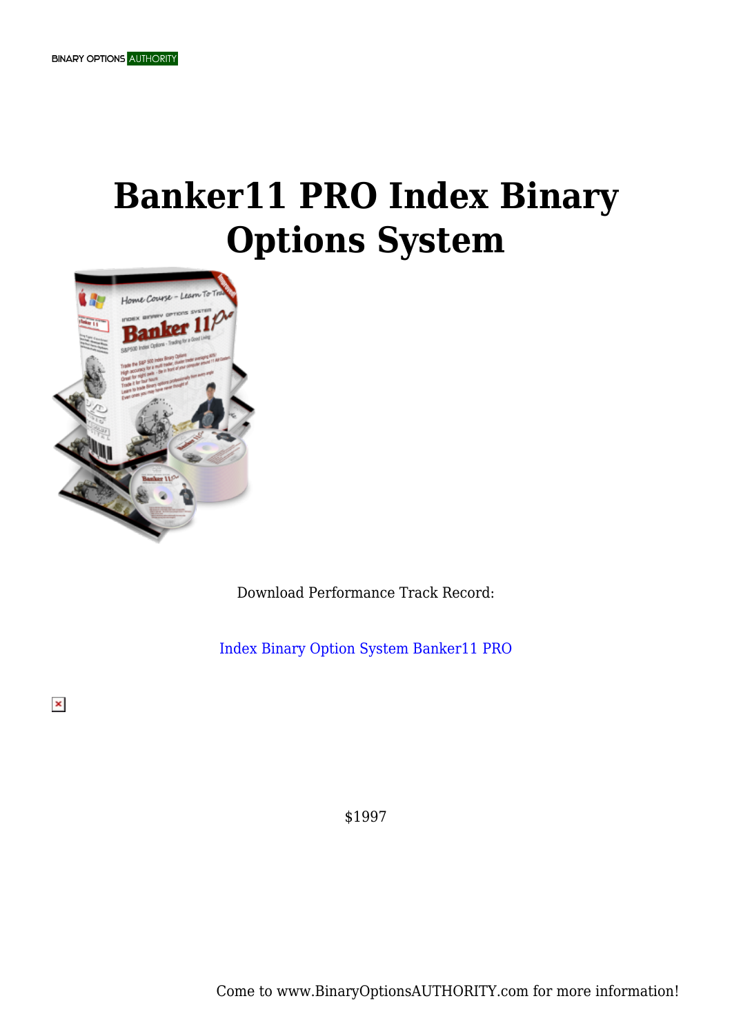# Banker11 PRO Index Binary Options System

Download Performance Track Record:

Index Binary Option System Banker11 PRO

$1997

Come to www.BinaryOptionsAUTHORITY.com for more information!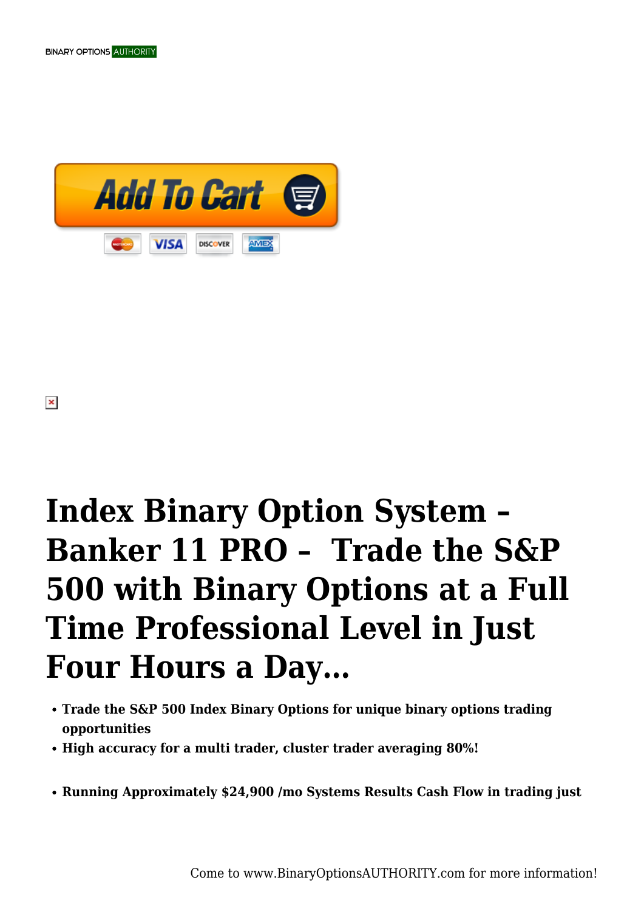# Index Binary Option System – Banker 11 PRO – Trade the S&P 500 with Binary Options at a Full Time Professional Level in Just Four Hours a Day…

- **Trade the S&P 500 Index Binary Options for unique binary options trading opportunities**
- **High accuracy for a multi trader, cluster trader averaging 80%!**

- **Running Approximately $24,900 /mo Systems Results Cash Flow in trading just**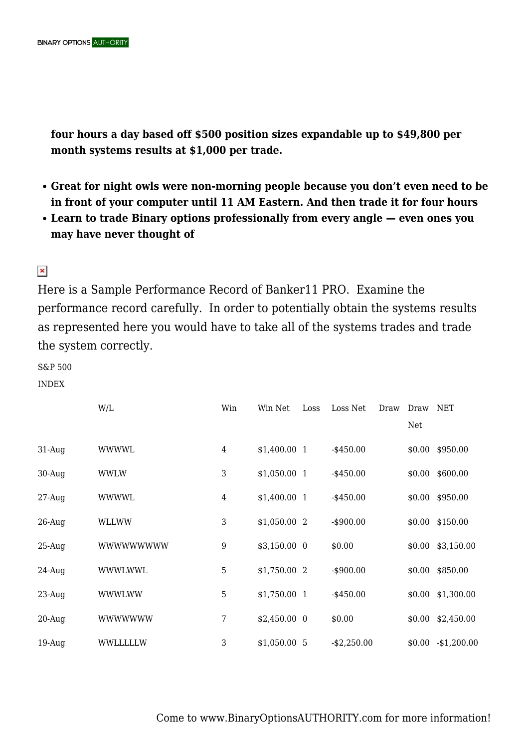**four hours a day based off $500 position sizes expandable up to $49,800 per month systems results at $1,000 per trade.**

- **Great for night owls were non-morning people because you don't even need to be in front of your computer until 11 AM Eastern. And then trade it for four hours**
- **Learn to trade Binary options professionally from every angle — even ones you may have never thought of**

Here is a Sample Performance Record of Banker11 PRO. Examine the performance record carefully. In order to potentially obtain the systems results as represented here you would have to take all of the systems trades and trade the system correctly.

S&P 500

INDEX

| | W/L | Win | Win Net | Loss | Loss Net | Draw | Draw Net | NET |
|---|---|---|---|---|---|---|---|---|
| 31-Aug | WWWWL | 4 | $1,400.00 | 1 | -$450.00 | | $0.00 | $950.00 |
| 30-Aug | WWLW | 3 | $1,050.00 | 1 | -$450.00 | | $0.00 | $600.00 |
| 27-Aug | WWWWL | 4 | $1,400.00 | 1 | -$450.00 | | $0.00 | $950.00 |
| 26-Aug | WLLWW | 3 | $1,050.00 | 2 | -$900.00 | | $0.00 | $150.00 |
| 25-Aug | WWWWWWWWW | 9 | $3,150.00 | 0 | $0.00 | | $0.00 | $3,150.00 |
| 24-Aug | WWWLWWL | 5 | $1,750.00 | 2 | -$900.00 | | $0.00 | $850.00 |
| 23-Aug | WWWLWW | 5 | $1,750.00 | 1 | -$450.00 | | $0.00 | $1,300.00 |
| 20-Aug | WWWWWWW | 7 | $2,450.00 | 0 | $0.00 | | $0.00 | $2,450.00 |
| 19-Aug | WWLLLLLW | 3 | $1,050.00 | 5 | -$2,250.00 | | $0.00 | -$1,200.00 |

Come to www.BinaryOptionsAUTHORITY.com for more information!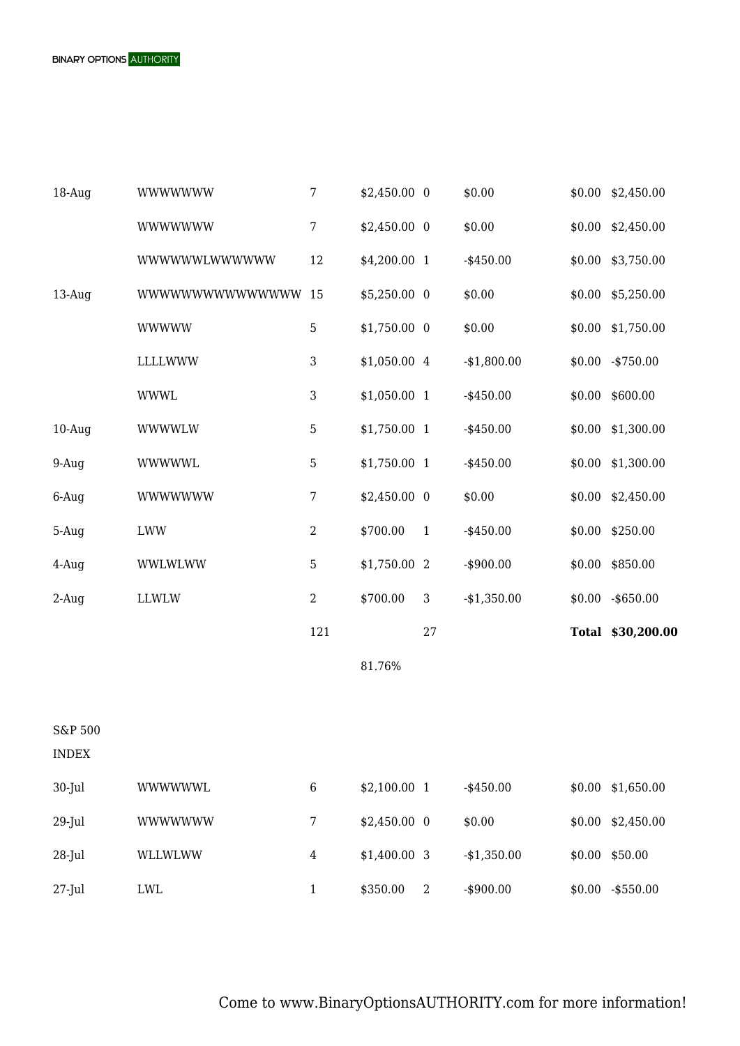| | | | | | | | |
|---|---|---|---|---|---|---|---|
| 18-Aug | WWWWWWW | 7 | $2,450.00 | 0 | $0.00 | $0.00 | $2,450.00 |
| | WWWWWWW | 7 | $2,450.00 | 0 | $0.00 | $0.00 | $2,450.00 |
| | WWWWWWLWWWWWW | 12 | $4,200.00 | 1 | -$450.00 | $0.00 | $3,750.00 |
| 13-Aug | WWWWWWWWWWWWWWW | 15 | $5,250.00 | 0 | $0.00 | $0.00 | $5,250.00 |
| | WWWWW | 5 | $1,750.00 | 0 | $0.00 | $0.00 | $1,750.00 |
| | LLLLWWW | 3 | $1,050.00 | 4 | -$1,800.00 | $0.00 | -$750.00 |
| | WWWL | 3 | $1,050.00 | 1 | -$450.00 | $0.00 | $600.00 |
| 10-Aug | WWWWLW | 5 | $1,750.00 | 1 | -$450.00 | $0.00 | $1,300.00 |
| 9-Aug | WWWWWL | 5 | $1,750.00 | 1 | -$450.00 | $0.00 | $1,300.00 |
| 6-Aug | WWWWWWW | 7 | $2,450.00 | 0 | $0.00 | $0.00 | $2,450.00 |
| 5-Aug | LWW | 2 | $700.00 | 1 | -$450.00 | $0.00 | $250.00 |
| 4-Aug | WWLWLWW | 5 | $1,750.00 | 2 | -$900.00 | $0.00 | $850.00 |
| 2-Aug | LLWLW | 2 | $700.00 | 3 | -$1,350.00 | $0.00 | -$650.00 |
| | | 121 | | 27 | | **Total** | **$30,200.00** |
| | | | 81.76% | | | | |

S&P 500 INDEX

| | | | | | | | |
|---|---|---|---|---|---|---|---|
| 30-Jul | WWWWWWL | 6 | $2,100.00 | 1 | -$450.00 | $0.00 | $1,650.00 |
| 29-Jul | WWWWWWW | 7 | $2,450.00 | 0 | $0.00 | $0.00 | $2,450.00 |
| 28-Jul | WLLWLWW | 4 | $1,400.00 | 3 | -$1,350.00 | $0.00 | $50.00 |
| 27-Jul | LWL | 1 | $350.00 | 2 | -$900.00 | $0.00 | -$550.00 |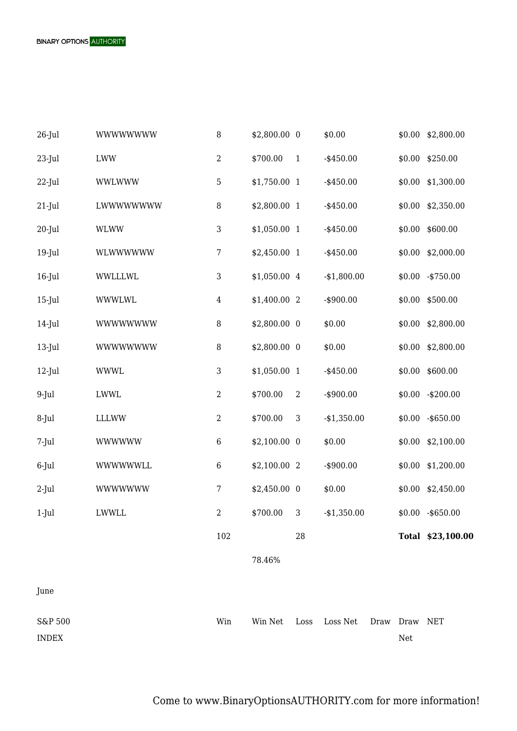| | | | | | | | | |
|---|---|---|---|---|---|---|---|---|
| 26-Jul | WWWWWWWW | 8 | $2,800.00 | 0 | $0.00 | | $0.00 | $2,800.00 |
| 23-Jul | LWW | 2 | $700.00 | 1 | -$450.00 | | $0.00 | $250.00 |
| 22-Jul | WWLWWW | 5 | $1,750.00 | 1 | -$450.00 | | $0.00 | $1,300.00 |
| 21-Jul | LWWWWWWWW | 8 | $2,800.00 | 1 | -$450.00 | | $0.00 | $2,350.00 |
| 20-Jul | WLWW | 3 | $1,050.00 | 1 | -$450.00 | | $0.00 | $600.00 |
| 19-Jul | WLWWWWWW | 7 | $2,450.00 | 1 | -$450.00 | | $0.00 | $2,000.00 |
| 16-Jul | WWLLLWL | 3 | $1,050.00 | 4 | -$1,800.00 | | $0.00 | -$750.00 |
| 15-Jul | WWWLWL | 4 | $1,400.00 | 2 | -$900.00 | | $0.00 | $500.00 |
| 14-Jul | WWWWWWWW | 8 | $2,800.00 | 0 | $0.00 | | $0.00 | $2,800.00 |
| 13-Jul | WWWWWWWW | 8 | $2,800.00 | 0 | $0.00 | | $0.00 | $2,800.00 |
| 12-Jul | WWWL | 3 | $1,050.00 | 1 | -$450.00 | | $0.00 | $600.00 |
| 9-Jul | LWWL | 2 | $700.00 | 2 | -$900.00 | | $0.00 | -$200.00 |
| 8-Jul | LLLWW | 2 | $700.00 | 3 | -$1,350.00 | | $0.00 | -$650.00 |
| 7-Jul | WWWWWW | 6 | $2,100.00 | 0 | $0.00 | | $0.00 | $2,100.00 |
| 6-Jul | WWWWWWLL | 6 | $2,100.00 | 2 | -$900.00 | | $0.00 | $1,200.00 |
| 2-Jul | WWWWWWW | 7 | $2,450.00 | 0 | $0.00 | | $0.00 | $2,450.00 |
| 1-Jul | LWWLL | 2 | $700.00 | 3 | -$1,350.00 | | $0.00 | -$650.00 |
| | | 102 | | 28 | | | **Total** | **$23,100.00** |
| | | | 78.46% | | | | | |

June

| S&P 500 INDEX | | Win | Win Net | Loss | Loss Net | Draw | Draw Net | NET |
|---|---|---|---|---|---|---|---|---|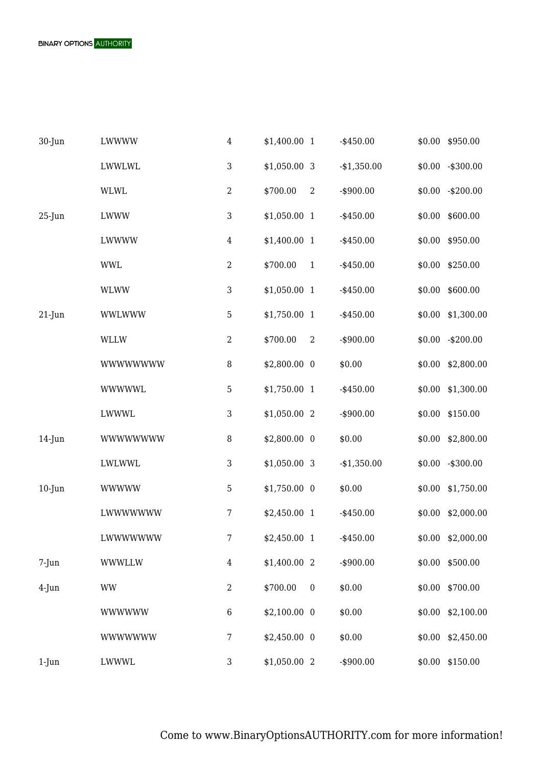| | | | | | | | |
|---|---|---|---|---|---|---|---|
| 30-Jun | LWWWW | 4 | $1,400.00 | 1 | -$450.00 | $0.00 | $950.00 |
| | LWWLWL | 3 | $1,050.00 | 3 | -$1,350.00 | $0.00 | -$300.00 |
| | WLWL | 2 | $700.00 | 2 | -$900.00 | $0.00 | -$200.00 |
| 25-Jun | LWWW | 3 | $1,050.00 | 1 | -$450.00 | $0.00 | $600.00 |
| | LWWWW | 4 | $1,400.00 | 1 | -$450.00 | $0.00 | $950.00 |
| | WWL | 2 | $700.00 | 1 | -$450.00 | $0.00 | $250.00 |
| | WLWW | 3 | $1,050.00 | 1 | -$450.00 | $0.00 | $600.00 |
| 21-Jun | WWLWWW | 5 | $1,750.00 | 1 | -$450.00 | $0.00 | $1,300.00 |
| | WLLW | 2 | $700.00 | 2 | -$900.00 | $0.00 | -$200.00 |
| | WWWWWWWW | 8 | $2,800.00 | 0 | $0.00 | $0.00 | $2,800.00 |
| | WWWWWL | 5 | $1,750.00 | 1 | -$450.00 | $0.00 | $1,300.00 |
| | LWWWL | 3 | $1,050.00 | 2 | -$900.00 | $0.00 | $150.00 |
| 14-Jun | WWWWWWWW | 8 | $2,800.00 | 0 | $0.00 | $0.00 | $2,800.00 |
| | LWLWWL | 3 | $1,050.00 | 3 | -$1,350.00 | $0.00 | -$300.00 |
| 10-Jun | WWWWW | 5 | $1,750.00 | 0 | $0.00 | $0.00 | $1,750.00 |
| | LWWWWWWW | 7 | $2,450.00 | 1 | -$450.00 | $0.00 | $2,000.00 |
| | LWWWWWWW | 7 | $2,450.00 | 1 | -$450.00 | $0.00 | $2,000.00 |
| 7-Jun | WWWLLW | 4 | $1,400.00 | 2 | -$900.00 | $0.00 | $500.00 |
| 4-Jun | WW | 2 | $700.00 | 0 | $0.00 | $0.00 | $700.00 |
| | WWWWWW | 6 | $2,100.00 | 0 | $0.00 | $0.00 | $2,100.00 |
| | WWWWWWW | 7 | $2,450.00 | 0 | $0.00 | $0.00 | $2,450.00 |
| 1-Jun | LWWWL | 3 | $1,050.00 | 2 | -$900.00 | $0.00 | $150.00 |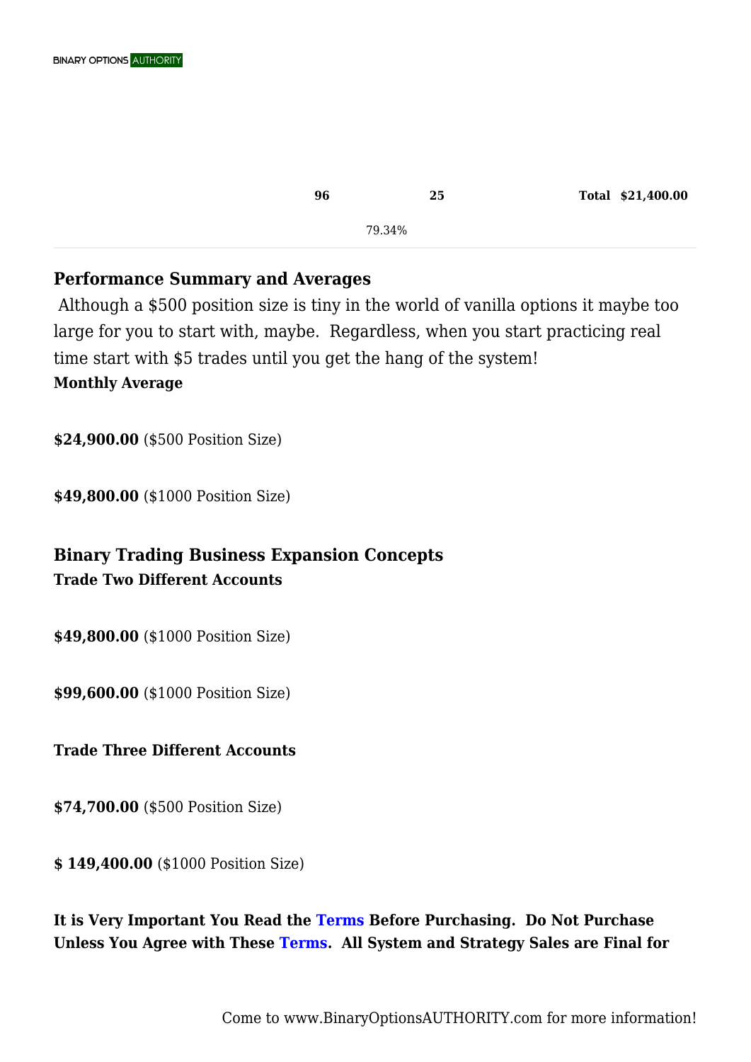| | 96 | 25 | Total | $21,400.00 |
|---|---|---|---|---|
| | | 79.34% | | |

## Performance Summary and Averages

Although a $500 position size is tiny in the world of vanilla options it maybe too large for you to start with, maybe. Regardless, when you start practicing real time start with $5 trades until you get the hang of the system!

**Monthly Average**

**$24,900.00** ($500 Position Size)

**$49,800.00** ($1000 Position Size)

## Binary Trading Business Expansion Concepts

**Trade Two Different Accounts**

**$49,800.00** ($1000 Position Size)

**$99,600.00** ($1000 Position Size)

**Trade Three Different Accounts**

**$74,700.00** ($500 Position Size)

**$ 149,400.00** ($1000 Position Size)

**It is Very Important You Read the Terms Before Purchasing. Do Not Purchase Unless You Agree with These Terms. All System and Strategy Sales are Final for**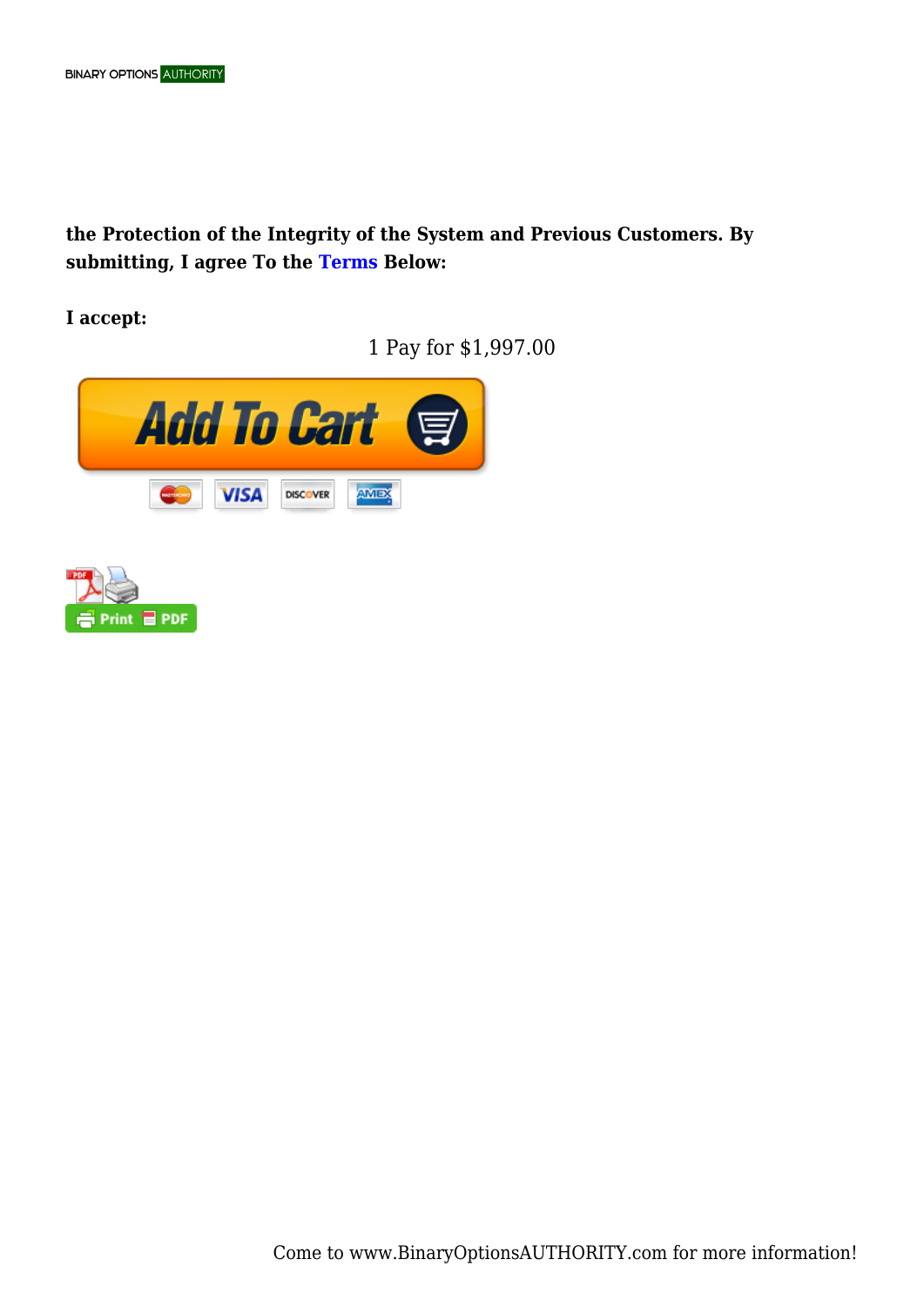**the Protection of the Integrity of the System and Previous Customers. By submitting, I agree To the Terms Below:**

**I accept:**

1 Pay for $1,997.00

Add To Cart